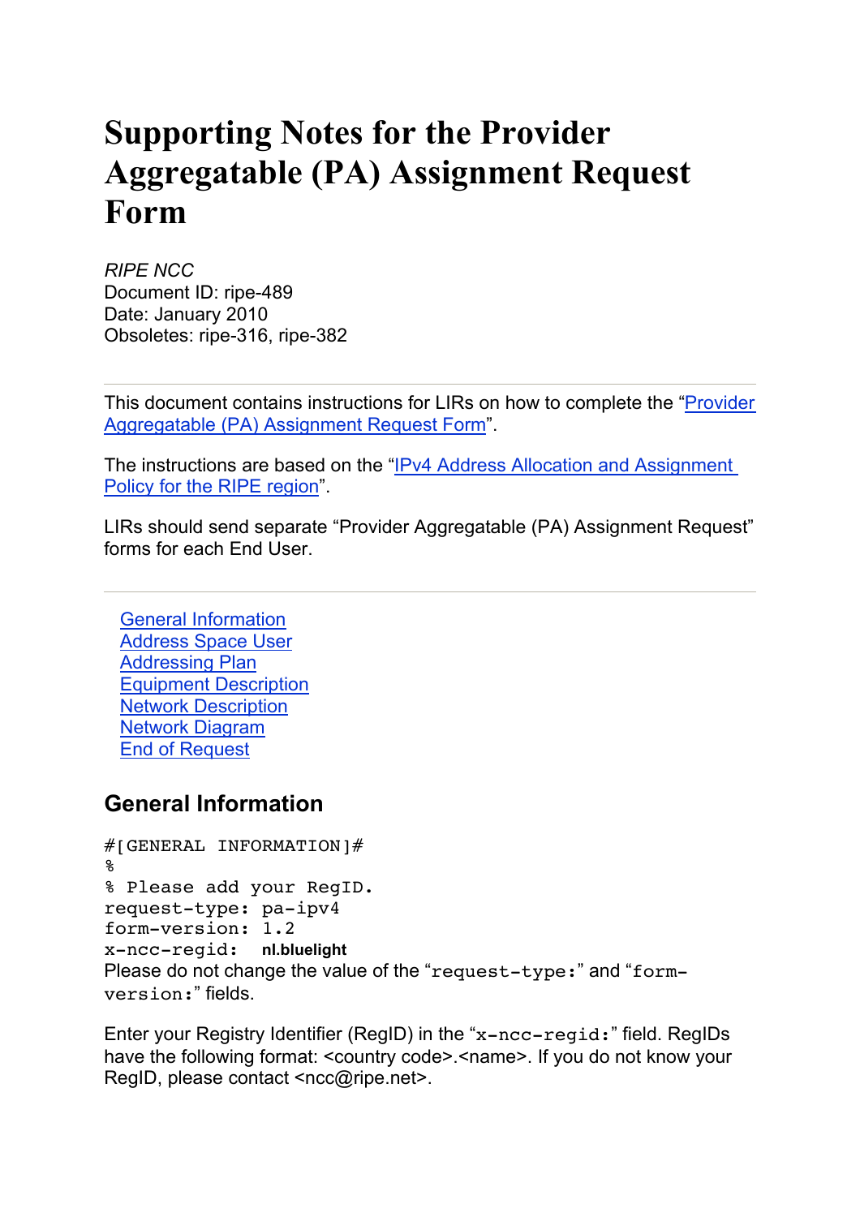# Supporting Notes for the Provider Aggregatable (PA) Assignment Request Form

*RIPE NCC*
Document ID: ripe-489
Date: January 2010
Obsoletes: ripe-316, ripe-382

---

This document contains instructions for LIRs on how to complete the "[Provider Aggregatable (PA) Assignment Request Form](#)".

The instructions are based on the "[IPv4 Address Allocation and Assignment Policy for the RIPE region](#)".

LIRs should send separate "Provider Aggregatable (PA) Assignment Request" forms for each End User.

---

- [General Information](#general-information)
- [Address Space User](#)
- [Addressing Plan](#)
- [Equipment Description](#)
- [Network Description](#)
- [Network Diagram](#)
- [End of Request](#)

## General Information

```
#[GENERAL INFORMATION]#
%
% Please add your RegID.
request-type: pa-ipv4
form-version: 1.2
x-ncc-regid:  nl.bluelight
```

Please do not change the value of the "`request-type:`" and "`form-version:`" fields.

Enter your Registry Identifier (RegID) in the "`x-ncc-regid:`" field. RegIDs have the following format: <country code>.<name>. If you do not know your RegID, please contact <ncc@ripe.net>.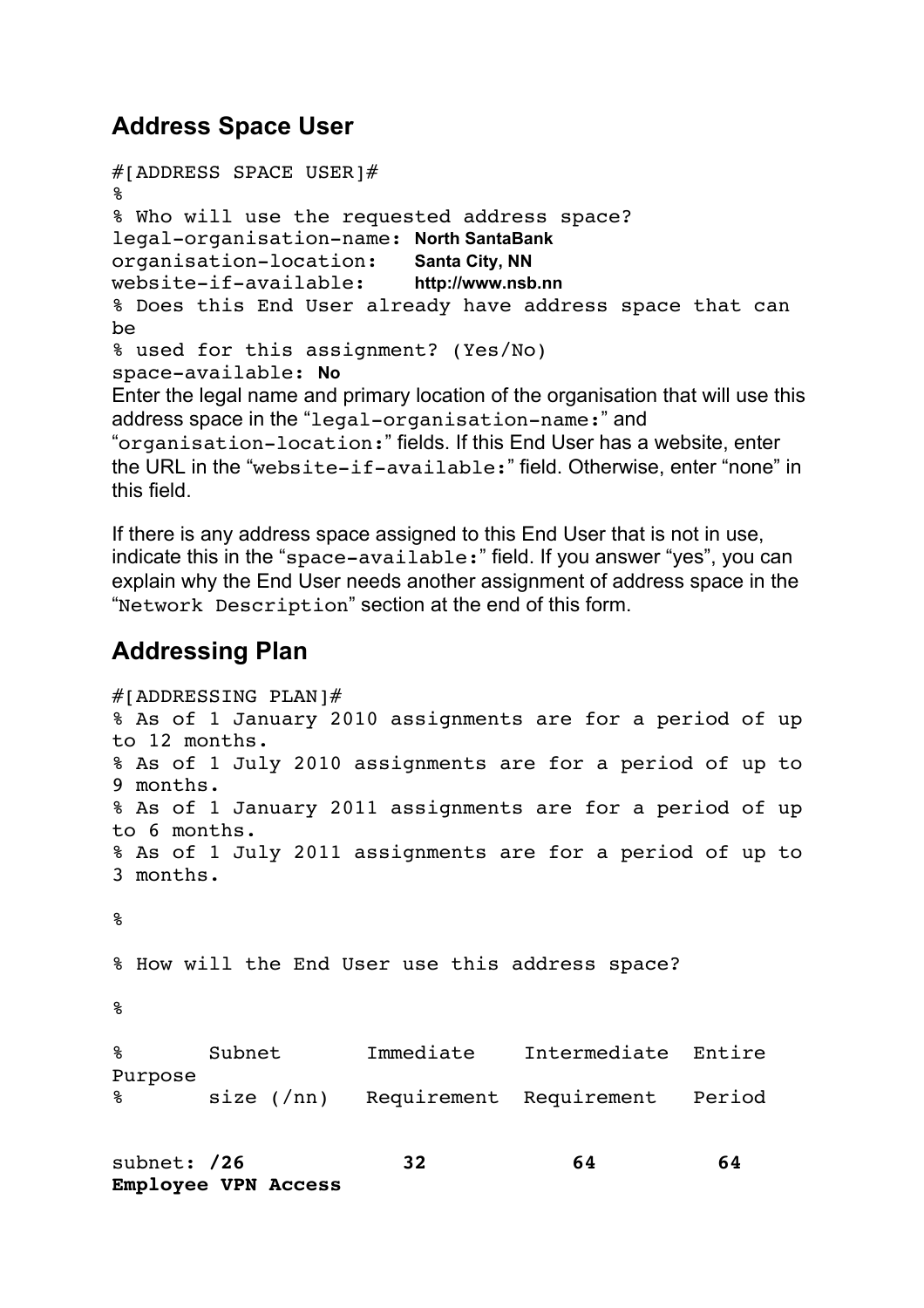## Address Space User

```
#[ADDRESS SPACE USER]#
%
% Who will use the requested address space?
legal-organisation-name: North SantaBank
organisation-location:   Santa City, NN
website-if-available:    http://www.nsb.nn
% Does this End User already have address space that can be
% used for this assignment? (Yes/No)
space-available: No
```

Enter the legal name and primary location of the organisation that will use this address space in the "`legal-organisation-name:`" and "`organisation-location:`" fields. If this End User has a website, enter the URL in the "`website-if-available:`" field. Otherwise, enter "none" in this field.

If there is any address space assigned to this End User that is not in use, indicate this in the "`space-available:`" field. If you answer "yes", you can explain why the End User needs another assignment of address space in the "`Network Description`" section at the end of this form.

## Addressing Plan

```
#[ADDRESSING PLAN]#
% As of 1 January 2010 assignments are for a period of up to 12 months.
% As of 1 July 2010 assignments are for a period of up to 9 months.
% As of 1 January 2011 assignments are for a period of up to 6 months.
% As of 1 July 2011 assignments are for a period of up to 3 months.

%

% How will the End User use this address space?

%

%       Subnet       Immediate    Intermediate  Entire      Purpose
%       size (/nn)   Requirement  Requirement   Period


subnet: /26            32           64           64         Employee VPN Access
```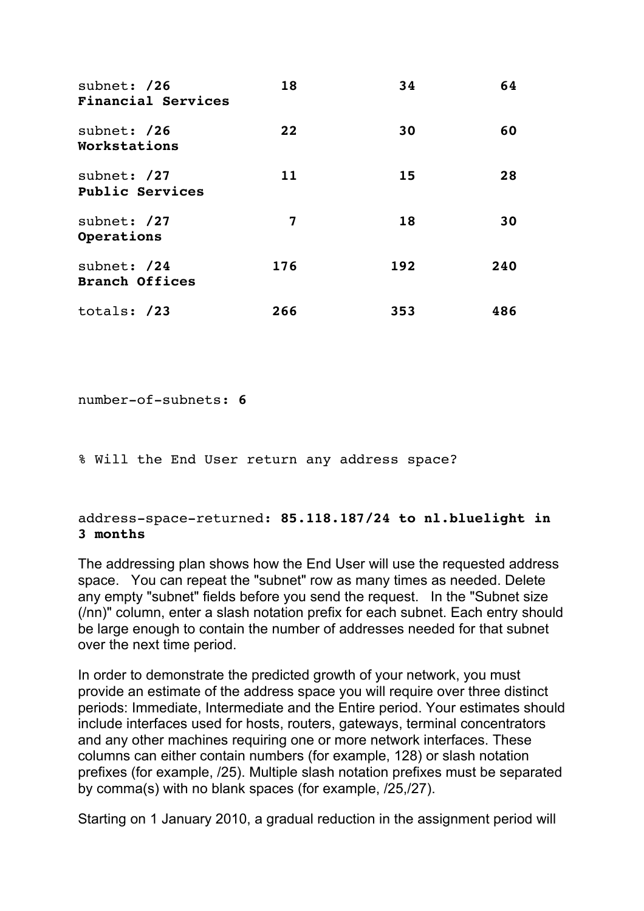```
subnet: /26             18          34          64
Financial Services

subnet: /26             22          30          60
Workstations

subnet: /27             11          15          28
Public Services

subnet: /27              7          18          30
Operations

subnet: /24            176         192         240
Branch Offices

totals: /23            266         353         486



number-of-subnets: 6


% Will the End User return any address space?


address-space-returned: 85.118.187/24 to nl.bluelight in
3 months
```

The addressing plan shows how the End User will use the requested address space. You can repeat the "subnet" row as many times as needed. Delete any empty "subnet" fields before you send the request. In the "Subnet size (/nn)" column, enter a slash notation prefix for each subnet. Each entry should be large enough to contain the number of addresses needed for that subnet over the next time period.

In order to demonstrate the predicted growth of your network, you must provide an estimate of the address space you will require over three distinct periods: Immediate, Intermediate and the Entire period. Your estimates should include interfaces used for hosts, routers, gateways, terminal concentrators and any other machines requiring one or more network interfaces. These columns can either contain numbers (for example, 128) or slash notation prefixes (for example, /25). Multiple slash notation prefixes must be separated by comma(s) with no blank spaces (for example, /25,/27).

Starting on 1 January 2010, a gradual reduction in the assignment period will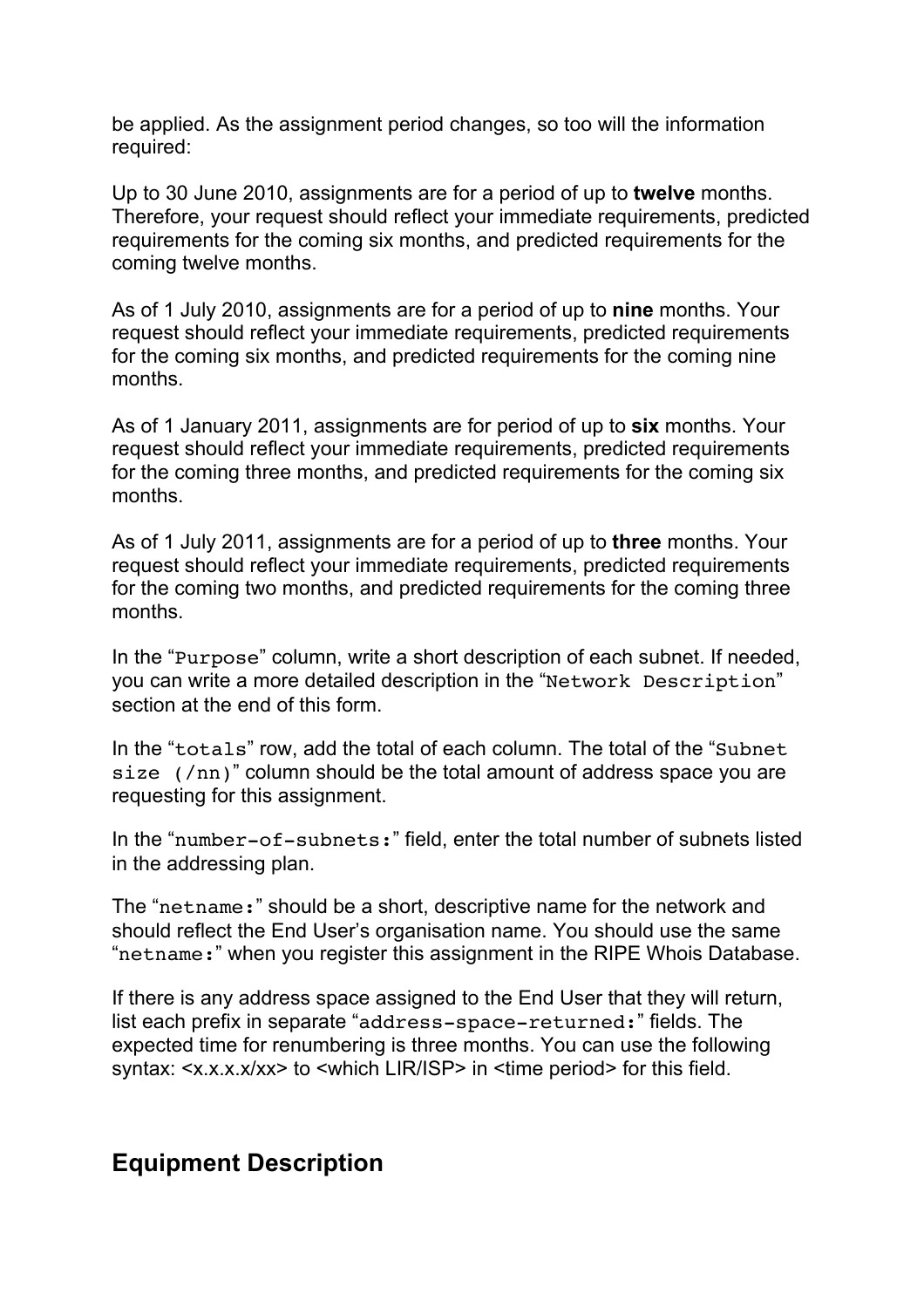be applied. As the assignment period changes, so too will the information required:

Up to 30 June 2010, assignments are for a period of up to **twelve** months. Therefore, your request should reflect your immediate requirements, predicted requirements for the coming six months, and predicted requirements for the coming twelve months.

As of 1 July 2010, assignments are for a period of up to **nine** months. Your request should reflect your immediate requirements, predicted requirements for the coming six months, and predicted requirements for the coming nine months.

As of 1 January 2011, assignments are for period of up to **six** months. Your request should reflect your immediate requirements, predicted requirements for the coming three months, and predicted requirements for the coming six months.

As of 1 July 2011, assignments are for a period of up to **three** months. Your request should reflect your immediate requirements, predicted requirements for the coming two months, and predicted requirements for the coming three months.

In the "`Purpose`" column, write a short description of each subnet. If needed, you can write a more detailed description in the "`Network Description`" section at the end of this form.

In the "`totals`" row, add the total of each column. The total of the "`Subnet size (/nn)`" column should be the total amount of address space you are requesting for this assignment.

In the "`number-of-subnets:`" field, enter the total number of subnets listed in the addressing plan.

The "`netname:`" should be a short, descriptive name for the network and should reflect the End User's organisation name. You should use the same "`netname:`" when you register this assignment in the RIPE Whois Database.

If there is any address space assigned to the End User that they will return, list each prefix in separate "`address-space-returned:`" fields. The expected time for renumbering is three months. You can use the following syntax: <x.x.x.x/xx> to <which LIR/ISP> in <time period> for this field.

## Equipment Description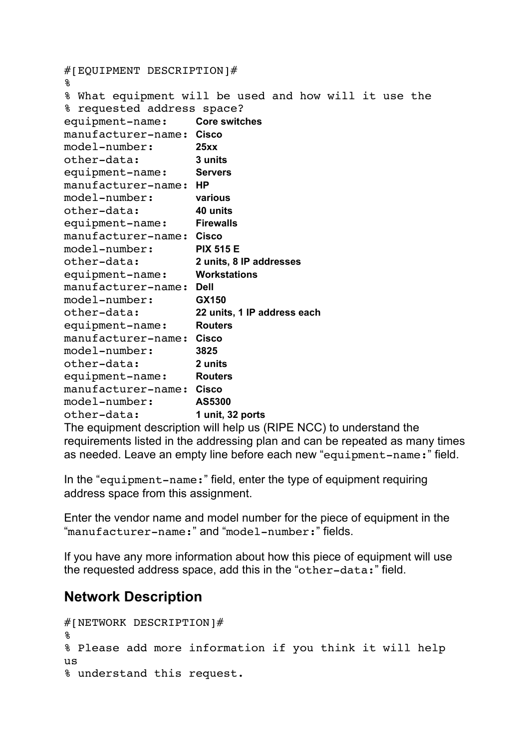```
#[EQUIPMENT DESCRIPTION]#
%
% What equipment will be used and how will it use the
% requested address space?
equipment-name:     Core switches
manufacturer-name:  Cisco
model-number:       25xx
other-data:         3 units
equipment-name:     Servers
manufacturer-name:  HP
model-number:       various
other-data:         40 units
equipment-name:     Firewalls
manufacturer-name:  Cisco
model-number:       PIX 515 E
other-data:         2 units, 8 IP addresses
equipment-name:     Workstations
manufacturer-name:  Dell
model-number:       GX150
other-data:         22 units, 1 IP address each
equipment-name:     Routers
manufacturer-name:  Cisco
model-number:       3825
other-data:         2 units
equipment-name:     Routers
manufacturer-name:  Cisco
model-number:       AS5300
other-data:         1 unit, 32 ports
```

The equipment description will help us (RIPE NCC) to understand the requirements listed in the addressing plan and can be repeated as many times as needed. Leave an empty line before each new "`equipment-name:`" field.

In the "`equipment-name:`" field, enter the type of equipment requiring address space from this assignment.

Enter the vendor name and model number for the piece of equipment in the "`manufacturer-name:`" and "`model-number:`" fields.

If you have any more information about how this piece of equipment will use the requested address space, add this in the "`other-data:`" field.

## Network Description

```
#[NETWORK DESCRIPTION]#
%
% Please add more information if you think it will help
us
% understand this request.
```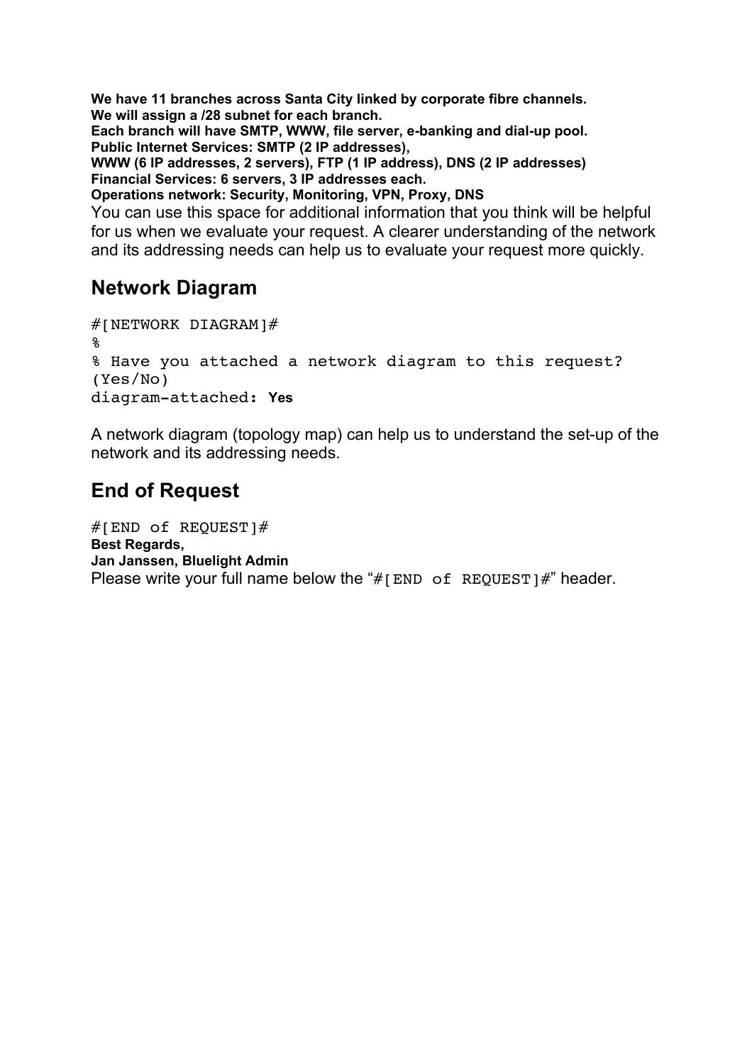**We have 11 branches across Santa City linked by corporate fibre channels.**
**We will assign a /28 subnet for each branch.**
**Each branch will have SMTP, WWW, file server, e-banking and dial-up pool.**
**Public Internet Services: SMTP (2 IP addresses),**
**WWW (6 IP addresses, 2 servers), FTP (1 IP address), DNS (2 IP addresses)**
**Financial Services: 6 servers, 3 IP addresses each.**
**Operations network: Security, Monitoring, VPN, Proxy, DNS**

You can use this space for additional information that you think will be helpful for us when we evaluate your request. A clearer understanding of the network and its addressing needs can help us to evaluate your request more quickly.

## Network Diagram

```
#[NETWORK DIAGRAM]#
%
% Have you attached a network diagram to this request?
(Yes/No)
diagram-attached: Yes
```

A network diagram (topology map) can help us to understand the set-up of the network and its addressing needs.

## End of Request

```
#[END of REQUEST]#
```

**Best Regards,**
**Jan Janssen, Bluelight Admin**

Please write your full name below the "#[END of REQUEST]#" header.